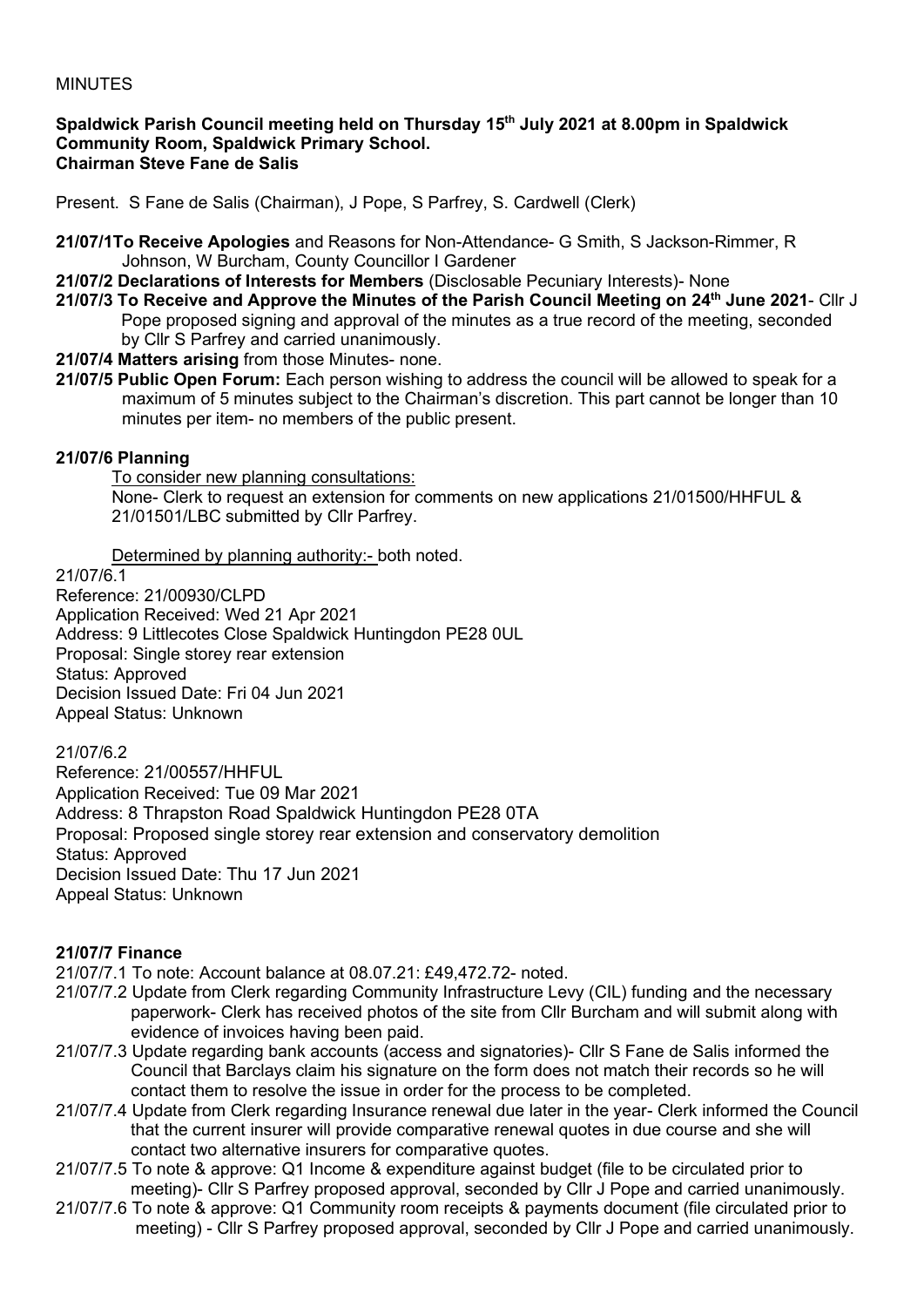MINUTES

**Spaldwick Parish Council meeting held on Thursday 15th July 2021 at 8.00pm in Spaldwick Community Room, Spaldwick Primary School.**
**Chairman Steve Fane de Salis**

Present. S Fane de Salis (Chairman), J Pope, S Parfrey, S. Cardwell (Clerk)

**21/07/1To Receive Apologies** and Reasons for Non-Attendance- G Smith, S Jackson-Rimmer, R Johnson, W Burcham, County Councillor I Gardener

**21/07/2 Declarations of Interests for Members** (Disclosable Pecuniary Interests)- None

**21/07/3 To Receive and Approve the Minutes of the Parish Council Meeting on 24th June 2021**- Cllr J Pope proposed signing and approval of the minutes as a true record of the meeting, seconded by Cllr S Parfrey and carried unanimously.

**21/07/4 Matters arising** from those Minutes- none.

**21/07/5 Public Open Forum:** Each person wishing to address the council will be allowed to speak for a maximum of 5 minutes subject to the Chairman's discretion. This part cannot be longer than 10 minutes per item- no members of the public present.

**21/07/6 Planning**

To consider new planning consultations:
None- Clerk to request an extension for comments on new applications 21/01500/HHFUL & 21/01501/LBC submitted by Cllr Parfrey.

Determined by planning authority:- both noted.

21/07/6.1
Reference: 21/00930/CLPD
Application Received: Wed 21 Apr 2021
Address: 9 Littlecotes Close Spaldwick Huntingdon PE28 0UL
Proposal: Single storey rear extension
Status: Approved
Decision Issued Date: Fri 04 Jun 2021
Appeal Status: Unknown

21/07/6.2
Reference: 21/00557/HHFUL
Application Received: Tue 09 Mar 2021
Address: 8 Thrapston Road Spaldwick Huntingdon PE28 0TA
Proposal: Proposed single storey rear extension and conservatory demolition
Status: Approved
Decision Issued Date: Thu 17 Jun 2021
Appeal Status: Unknown

**21/07/7 Finance**

21/07/7.1 To note: Account balance at 08.07.21: £49,472.72- noted.

21/07/7.2 Update from Clerk regarding Community Infrastructure Levy (CIL) funding and the necessary paperwork- Clerk has received photos of the site from Cllr Burcham and will submit along with evidence of invoices having been paid.

21/07/7.3 Update regarding bank accounts (access and signatories)- Cllr S Fane de Salis informed the Council that Barclays claim his signature on the form does not match their records so he will contact them to resolve the issue in order for the process to be completed.

21/07/7.4 Update from Clerk regarding Insurance renewal due later in the year- Clerk informed the Council that the current insurer will provide comparative renewal quotes in due course and she will contact two alternative insurers for comparative quotes.

21/07/7.5 To note & approve: Q1 Income & expenditure against budget (file to be circulated prior to meeting)- Cllr S Parfrey proposed approval, seconded by Cllr J Pope and carried unanimously.

21/07/7.6 To note & approve: Q1 Community room receipts & payments document (file circulated prior to meeting) - Cllr S Parfrey proposed approval, seconded by Cllr J Pope and carried unanimously.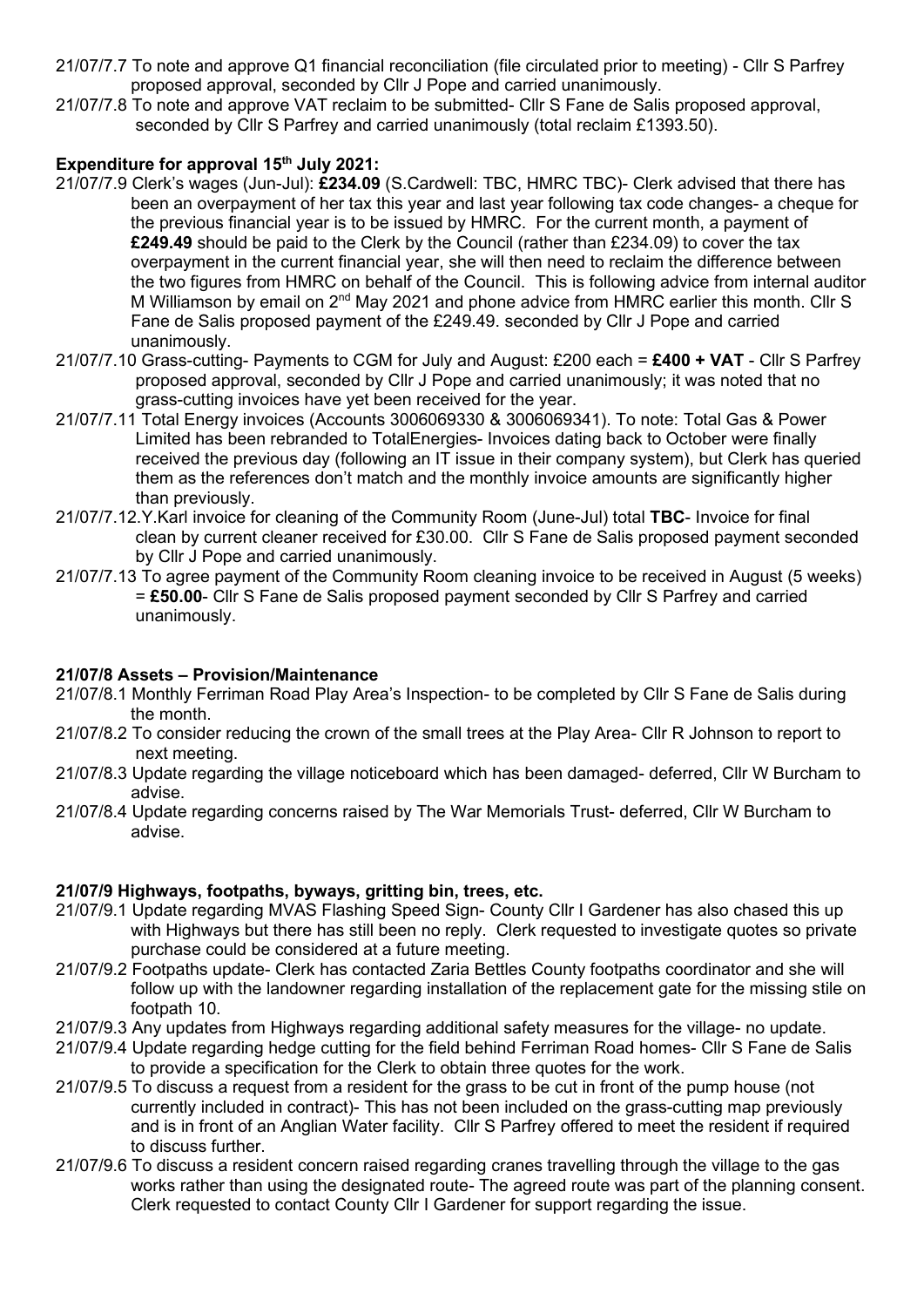21/07/7.7 To note and approve Q1 financial reconciliation (file circulated prior to meeting) - Cllr S Parfrey proposed approval, seconded by Cllr J Pope and carried unanimously.

21/07/7.8 To note and approve VAT reclaim to be submitted- Cllr S Fane de Salis proposed approval, seconded by Cllr S Parfrey and carried unanimously (total reclaim £1393.50).

**Expenditure for approval 15th July 2021:**

21/07/7.9 Clerk's wages (Jun-Jul): **£234.09** (S.Cardwell: TBC, HMRC TBC)- Clerk advised that there has been an overpayment of her tax this year and last year following tax code changes- a cheque for the previous financial year is to be issued by HMRC. For the current month, a payment of **£249.49** should be paid to the Clerk by the Council (rather than £234.09) to cover the tax overpayment in the current financial year, she will then need to reclaim the difference between the two figures from HMRC on behalf of the Council. This is following advice from internal auditor M Williamson by email on 2nd May 2021 and phone advice from HMRC earlier this month. Cllr S Fane de Salis proposed payment of the £249.49. seconded by Cllr J Pope and carried unanimously.

21/07/7.10 Grass-cutting- Payments to CGM for July and August: £200 each = **£400 + VAT** - Cllr S Parfrey proposed approval, seconded by Cllr J Pope and carried unanimously; it was noted that no grass-cutting invoices have yet been received for the year.

21/07/7.11 Total Energy invoices (Accounts 3006069330 & 3006069341). To note: Total Gas & Power Limited has been rebranded to TotalEnergies- Invoices dating back to October were finally received the previous day (following an IT issue in their company system), but Clerk has queried them as the references don't match and the monthly invoice amounts are significantly higher than previously.

21/07/7.12.Y.Karl invoice for cleaning of the Community Room (June-Jul) total **TBC**- Invoice for final clean by current cleaner received for £30.00. Cllr S Fane de Salis proposed payment seconded by Cllr J Pope and carried unanimously.

21/07/7.13 To agree payment of the Community Room cleaning invoice to be received in August (5 weeks) = **£50.00**- Cllr S Fane de Salis proposed payment seconded by Cllr S Parfrey and carried unanimously.

**21/07/8 Assets – Provision/Maintenance**

21/07/8.1 Monthly Ferriman Road Play Area's Inspection- to be completed by Cllr S Fane de Salis during the month.

21/07/8.2 To consider reducing the crown of the small trees at the Play Area- Cllr R Johnson to report to next meeting.

21/07/8.3 Update regarding the village noticeboard which has been damaged- deferred, Cllr W Burcham to advise.

21/07/8.4 Update regarding concerns raised by The War Memorials Trust- deferred, Cllr W Burcham to advise.

**21/07/9 Highways, footpaths, byways, gritting bin, trees, etc.**

21/07/9.1 Update regarding MVAS Flashing Speed Sign- County Cllr I Gardener has also chased this up with Highways but there has still been no reply. Clerk requested to investigate quotes so private purchase could be considered at a future meeting.

21/07/9.2 Footpaths update- Clerk has contacted Zaria Bettles County footpaths coordinator and she will follow up with the landowner regarding installation of the replacement gate for the missing stile on footpath 10.

21/07/9.3 Any updates from Highways regarding additional safety measures for the village- no update.

21/07/9.4 Update regarding hedge cutting for the field behind Ferriman Road homes- Cllr S Fane de Salis to provide a specification for the Clerk to obtain three quotes for the work.

21/07/9.5 To discuss a request from a resident for the grass to be cut in front of the pump house (not currently included in contract)- This has not been included on the grass-cutting map previously and is in front of an Anglian Water facility. Cllr S Parfrey offered to meet the resident if required to discuss further.

21/07/9.6 To discuss a resident concern raised regarding cranes travelling through the village to the gas works rather than using the designated route- The agreed route was part of the planning consent. Clerk requested to contact County Cllr I Gardener for support regarding the issue.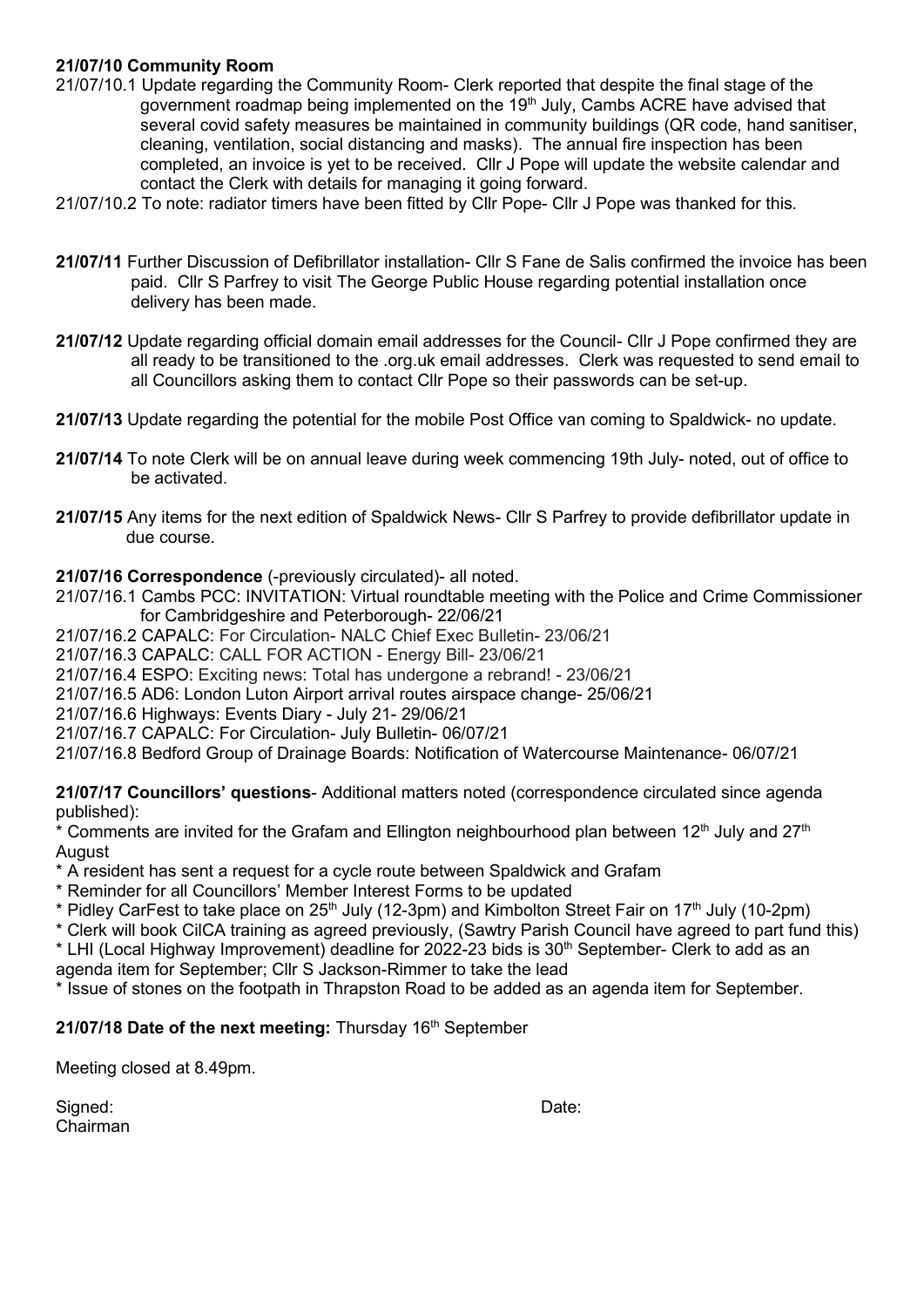**21/07/10 Community Room**

21/07/10.1 Update regarding the Community Room- Clerk reported that despite the final stage of the government roadmap being implemented on the 19th July, Cambs ACRE have advised that several covid safety measures be maintained in community buildings (QR code, hand sanitiser, cleaning, ventilation, social distancing and masks). The annual fire inspection has been completed, an invoice is yet to be received. Cllr J Pope will update the website calendar and contact the Clerk with details for managing it going forward.

21/07/10.2 To note: radiator timers have been fitted by Cllr Pope- Cllr J Pope was thanked for this.

**21/07/11** Further Discussion of Defibrillator installation- Cllr S Fane de Salis confirmed the invoice has been paid. Cllr S Parfrey to visit The George Public House regarding potential installation once delivery has been made.

**21/07/12** Update regarding official domain email addresses for the Council- Cllr J Pope confirmed they are all ready to be transitioned to the .org.uk email addresses. Clerk was requested to send email to all Councillors asking them to contact Cllr Pope so their passwords can be set-up.

**21/07/13** Update regarding the potential for the mobile Post Office van coming to Spaldwick- no update.

**21/07/14** To note Clerk will be on annual leave during week commencing 19th July- noted, out of office to be activated.

**21/07/15** Any items for the next edition of Spaldwick News- Cllr S Parfrey to provide defibrillator update in due course.

**21/07/16 Correspondence** (-previously circulated)- all noted.

21/07/16.1 Cambs PCC: INVITATION: Virtual roundtable meeting with the Police and Crime Commissioner for Cambridgeshire and Peterborough- 22/06/21

21/07/16.2 CAPALC: For Circulation- NALC Chief Exec Bulletin- 23/06/21

21/07/16.3 CAPALC: CALL FOR ACTION - Energy Bill- 23/06/21

21/07/16.4 ESPO: Exciting news: Total has undergone a rebrand! - 23/06/21

21/07/16.5 AD6: London Luton Airport arrival routes airspace change- 25/06/21

21/07/16.6 Highways: Events Diary - July 21- 29/06/21

21/07/16.7 CAPALC: For Circulation- July Bulletin- 06/07/21

21/07/16.8 Bedford Group of Drainage Boards: Notification of Watercourse Maintenance- 06/07/21

**21/07/17 Councillors' questions**- Additional matters noted (correspondence circulated since agenda published):

* Comments are invited for the Grafam and Ellington neighbourhood plan between 12th July and 27th August
* A resident has sent a request for a cycle route between Spaldwick and Grafam
* Reminder for all Councillors' Member Interest Forms to be updated
* Pidley CarFest to take place on 25th July (12-3pm) and Kimbolton Street Fair on 17th July (10-2pm)
* Clerk will book CilCA training as agreed previously, (Sawtry Parish Council have agreed to part fund this)
* LHI (Local Highway Improvement) deadline for 2022-23 bids is 30th September- Clerk to add as an agenda item for September; Cllr S Jackson-Rimmer to take the lead
* Issue of stones on the footpath in Thrapston Road to be added as an agenda item for September.

**21/07/18 Date of the next meeting:** Thursday 16th September

Meeting closed at 8.49pm.

Signed: Date:
Chairman